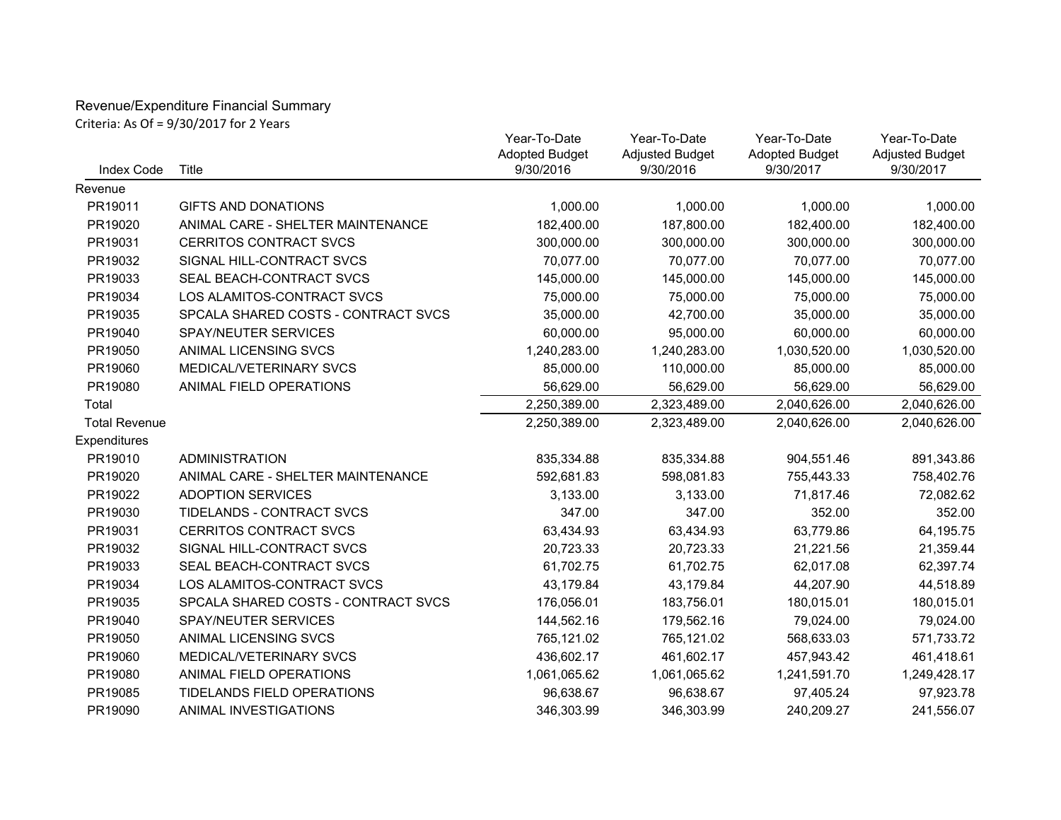Revenue/Expenditure Financial Summary

Criteria: As Of = 9/30/2017 for 2 Years

| Index Code | Title | Year-To-Date Adopted Budget 9/30/2016 | Year-To-Date Adjusted Budget 9/30/2016 | Year-To-Date Adopted Budget 9/30/2017 | Year-To-Date Adjusted Budget 9/30/2017 |
|---|---|---|---|---|---|
| Revenue | | | | | |
| PR19011 | GIFTS AND DONATIONS | 1,000.00 | 1,000.00 | 1,000.00 | 1,000.00 |
| PR19020 | ANIMAL CARE - SHELTER MAINTENANCE | 182,400.00 | 187,800.00 | 182,400.00 | 182,400.00 |
| PR19031 | CERRITOS CONTRACT SVCS | 300,000.00 | 300,000.00 | 300,000.00 | 300,000.00 |
| PR19032 | SIGNAL HILL-CONTRACT SVCS | 70,077.00 | 70,077.00 | 70,077.00 | 70,077.00 |
| PR19033 | SEAL BEACH-CONTRACT SVCS | 145,000.00 | 145,000.00 | 145,000.00 | 145,000.00 |
| PR19034 | LOS ALAMITOS-CONTRACT SVCS | 75,000.00 | 75,000.00 | 75,000.00 | 75,000.00 |
| PR19035 | SPCALA SHARED COSTS - CONTRACT SVCS | 35,000.00 | 42,700.00 | 35,000.00 | 35,000.00 |
| PR19040 | SPAY/NEUTER SERVICES | 60,000.00 | 95,000.00 | 60,000.00 | 60,000.00 |
| PR19050 | ANIMAL LICENSING SVCS | 1,240,283.00 | 1,240,283.00 | 1,030,520.00 | 1,030,520.00 |
| PR19060 | MEDICAL/VETERINARY SVCS | 85,000.00 | 110,000.00 | 85,000.00 | 85,000.00 |
| PR19080 | ANIMAL FIELD OPERATIONS | 56,629.00 | 56,629.00 | 56,629.00 | 56,629.00 |
| Total | | 2,250,389.00 | 2,323,489.00 | 2,040,626.00 | 2,040,626.00 |
| Total Revenue | | 2,250,389.00 | 2,323,489.00 | 2,040,626.00 | 2,040,626.00 |
| Expenditures | | | | | |
| PR19010 | ADMINISTRATION | 835,334.88 | 835,334.88 | 904,551.46 | 891,343.86 |
| PR19020 | ANIMAL CARE - SHELTER MAINTENANCE | 592,681.83 | 598,081.83 | 755,443.33 | 758,402.76 |
| PR19022 | ADOPTION SERVICES | 3,133.00 | 3,133.00 | 71,817.46 | 72,082.62 |
| PR19030 | TIDELANDS - CONTRACT SVCS | 347.00 | 347.00 | 352.00 | 352.00 |
| PR19031 | CERRITOS CONTRACT SVCS | 63,434.93 | 63,434.93 | 63,779.86 | 64,195.75 |
| PR19032 | SIGNAL HILL-CONTRACT SVCS | 20,723.33 | 20,723.33 | 21,221.56 | 21,359.44 |
| PR19033 | SEAL BEACH-CONTRACT SVCS | 61,702.75 | 61,702.75 | 62,017.08 | 62,397.74 |
| PR19034 | LOS ALAMITOS-CONTRACT SVCS | 43,179.84 | 43,179.84 | 44,207.90 | 44,518.89 |
| PR19035 | SPCALA SHARED COSTS - CONTRACT SVCS | 176,056.01 | 183,756.01 | 180,015.01 | 180,015.01 |
| PR19040 | SPAY/NEUTER SERVICES | 144,562.16 | 179,562.16 | 79,024.00 | 79,024.00 |
| PR19050 | ANIMAL LICENSING SVCS | 765,121.02 | 765,121.02 | 568,633.03 | 571,733.72 |
| PR19060 | MEDICAL/VETERINARY SVCS | 436,602.17 | 461,602.17 | 457,943.42 | 461,418.61 |
| PR19080 | ANIMAL FIELD OPERATIONS | 1,061,065.62 | 1,061,065.62 | 1,241,591.70 | 1,249,428.17 |
| PR19085 | TIDELANDS FIELD OPERATIONS | 96,638.67 | 96,638.67 | 97,405.24 | 97,923.78 |
| PR19090 | ANIMAL INVESTIGATIONS | 346,303.99 | 346,303.99 | 240,209.27 | 241,556.07 |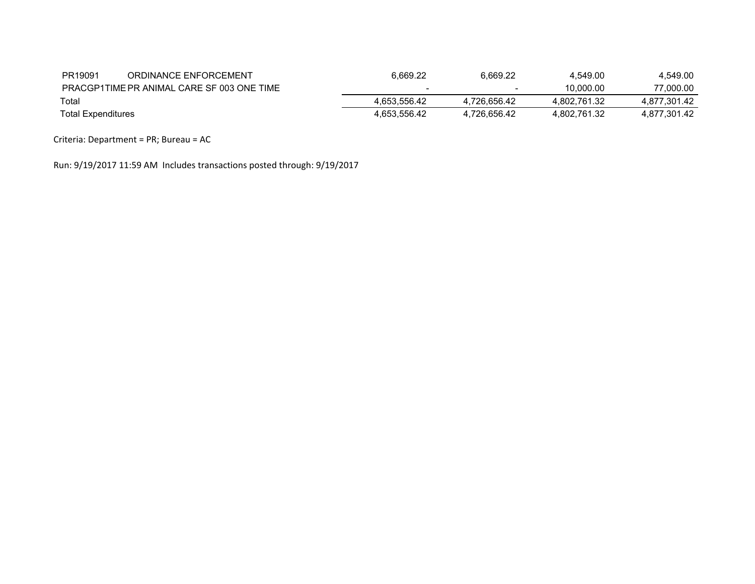| | | | | | |
|---|---|---|---|---|---|
| PR19091 | ORDINANCE ENFORCEMENT | 6,669.22 | 6,669.22 | 4,549.00 | 4,549.00 |
| PRACGP1TIME | PR ANIMAL CARE SF 003 ONE TIME | - | - | 10,000.00 | 77,000.00 |
| Total | | 4,653,556.42 | 4,726,656.42 | 4,802,761.32 | 4,877,301.42 |
| Total Expenditures | | 4,653,556.42 | 4,726,656.42 | 4,802,761.32 | 4,877,301.42 |

Criteria: Department = PR; Bureau = AC

Run: 9/19/2017 11:59 AM  Includes transactions posted through: 9/19/2017